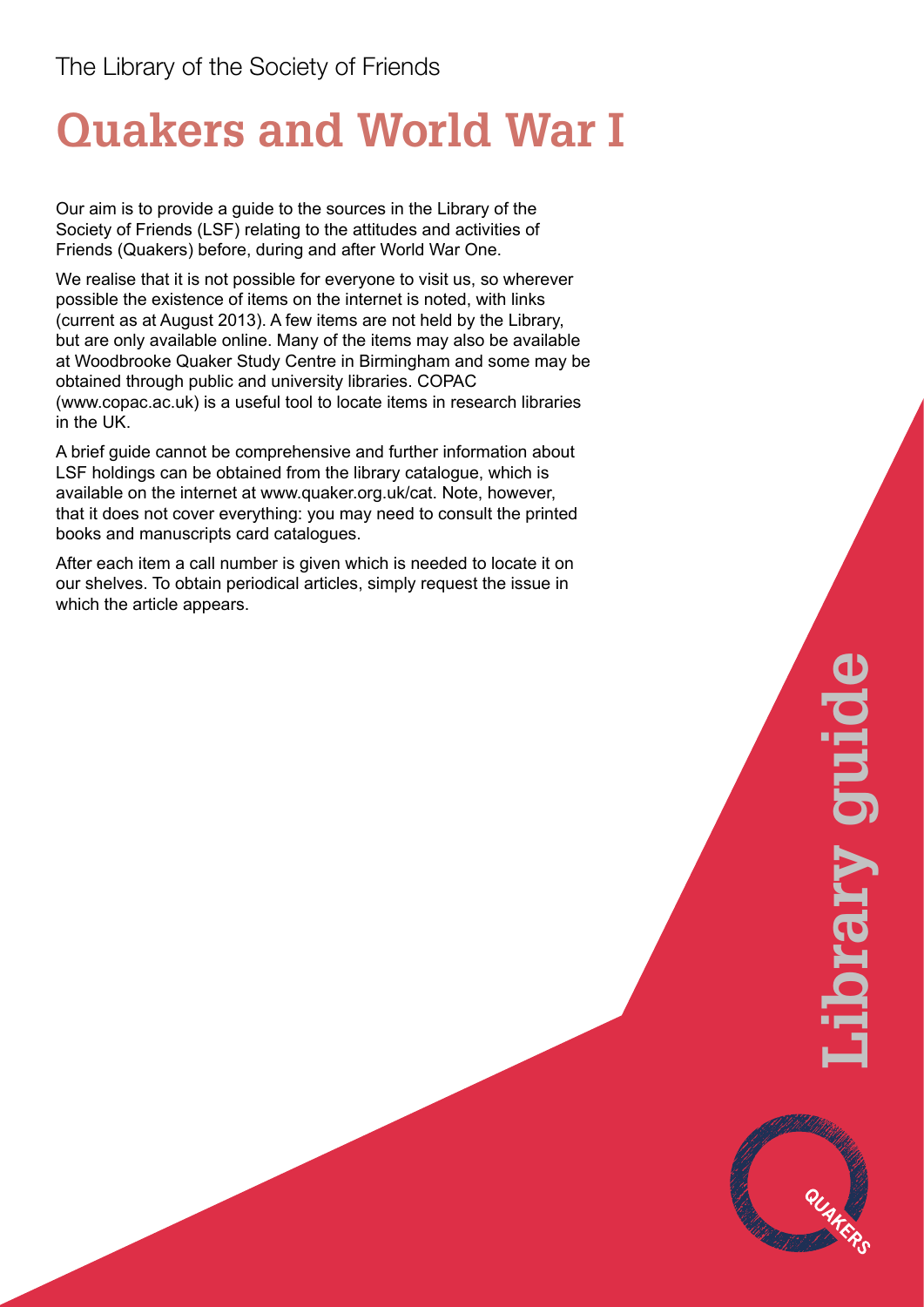The Library of the Society of Friends

# Quakers and World War I

Our aim is to provide a guide to the sources in the Library of the Society of Friends (LSF) relating to the attitudes and activities of Friends (Quakers) before, during and after World War One.

We realise that it is not possible for everyone to visit us, so wherever possible the existence of items on the internet is noted, with links (current as at August 2013). A few items are not held by the Library, but are only available online. Many of the items may also be available at Woodbrooke Quaker Study Centre in Birmingham and some may be obtained through public and university libraries. COPAC (www.copac.ac.uk) is a useful tool to locate items in research libraries in the UK.

A brief guide cannot be comprehensive and further information about LSF holdings can be obtained from the library catalogue, which is available on the internet at www.quaker.org.uk/cat. Note, however, that it does not cover everything: you may need to consult the printed books and manuscripts card catalogues.

After each item a call number is given which is needed to locate it on our shelves. To obtain periodical articles, simply request the issue in which the article appears.

Library guide

QUAKERS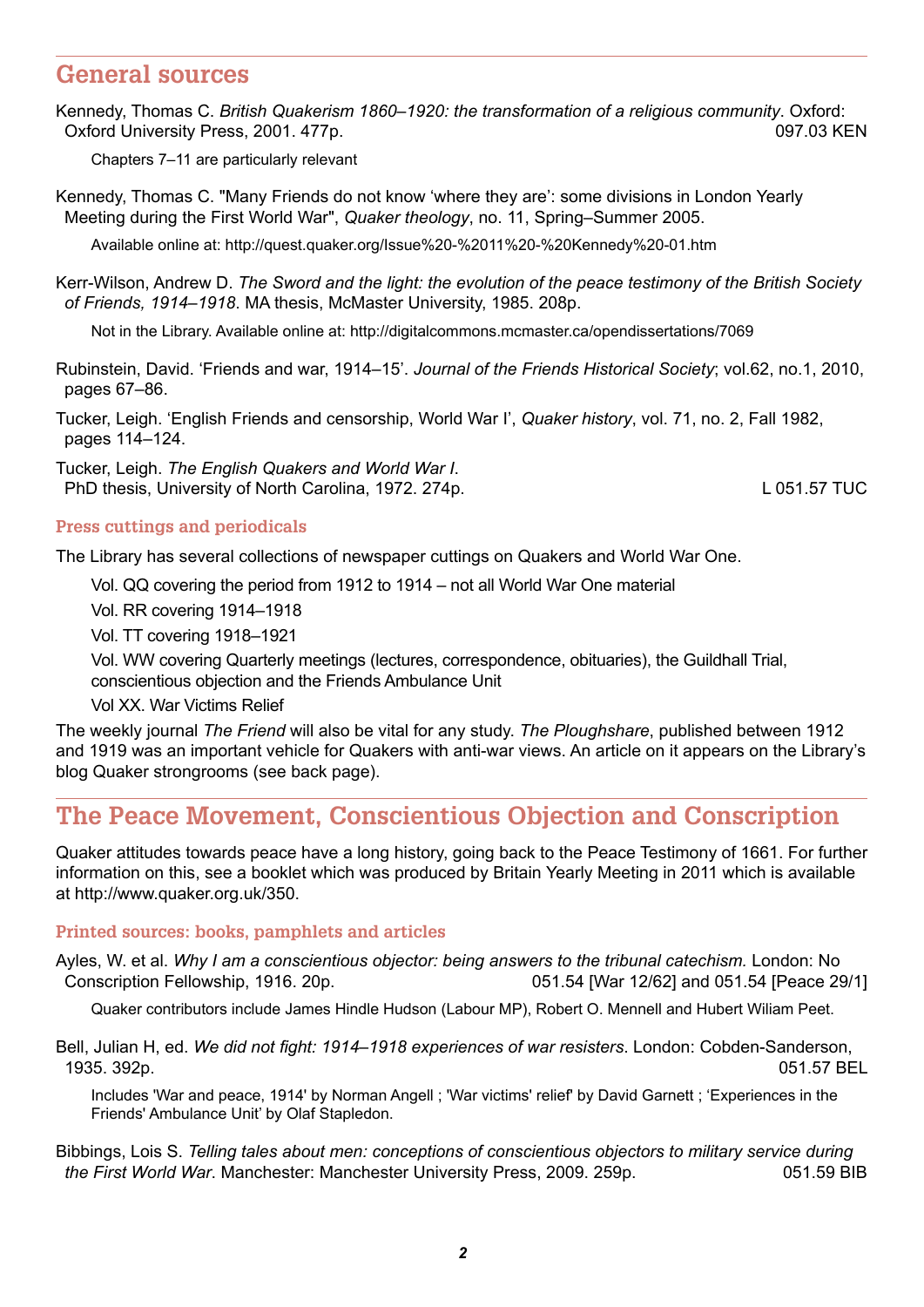## General sources

Kennedy, Thomas C. *British Quakerism 1860–1920: the transformation of a religious community*. Oxford: Oxford University Press, 2001. 477p. 097.03 KEN

Chapters 7–11 are particularly relevant

Kennedy, Thomas C. "Many Friends do not know 'where they are': some divisions in London Yearly Meeting during the First World War", *Quaker theology*, no. 11, Spring–Summer 2005.

Available online at: http://quest.quaker.org/Issue%20-%2011%20-%20Kennedy%20-01.htm

Kerr-Wilson, Andrew D. *The Sword and the light: the evolution of the peace testimony of the British Society of Friends, 1914–1918*. MA thesis, McMaster University, 1985. 208p.

Not in the Library. Available online at: http://digitalcommons.mcmaster.ca/opendissertations/7069

Rubinstein, David. 'Friends and war, 1914–15'. *Journal of the Friends Historical Society*; vol.62, no.1, 2010, pages 67–86.

Tucker, Leigh. 'English Friends and censorship, World War I', *Quaker history*, vol. 71, no. 2, Fall 1982, pages 114–124.

Tucker, Leigh. *The English Quakers and World War I*. PhD thesis, University of North Carolina, 1972. 274p. L 051.57 TUC

### Press cuttings and periodicals

The Library has several collections of newspaper cuttings on Quakers and World War One.

Vol. QQ covering the period from 1912 to 1914 – not all World War One material

Vol. RR covering 1914–1918

Vol. TT covering 1918–1921

Vol. WW covering Quarterly meetings (lectures, correspondence, obituaries), the Guildhall Trial, conscientious objection and the Friends Ambulance Unit

Vol XX. War Victims Relief

The weekly journal *The Friend* will also be vital for any study. *The Ploughshare*, published between 1912 and 1919 was an important vehicle for Quakers with anti-war views. An article on it appears on the Library's blog Quaker strongrooms (see back page).

## The Peace Movement, Conscientious Objection and Conscription

Quaker attitudes towards peace have a long history, going back to the Peace Testimony of 1661. For further information on this, see a booklet which was produced by Britain Yearly Meeting in 2011 which is available at http://www.quaker.org.uk/350.

### Printed sources: books, pamphlets and articles

Ayles, W. et al. *Why I am a conscientious objector: being answers to the tribunal catechism.* London: No Conscription Fellowship, 1916. 20p. 051.54 [War 12/62] and 051.54 [Peace 29/1]

Quaker contributors include James Hindle Hudson (Labour MP), Robert O. Mennell and Hubert Wiliam Peet.

Bell, Julian H, ed. *We did not fight: 1914–1918 experiences of war resisters*. London: Cobden-Sanderson, 1935. 392p. 051.57 BEL

Includes 'War and peace, 1914' by Norman Angell ; 'War victims' relief' by David Garnett ; 'Experiences in the Friends' Ambulance Unit' by Olaf Stapledon.

Bibbings, Lois S. *Telling tales about men: conceptions of conscientious objectors to military service during the First World War*. Manchester: Manchester University Press, 2009. 259p. 051.59 BIB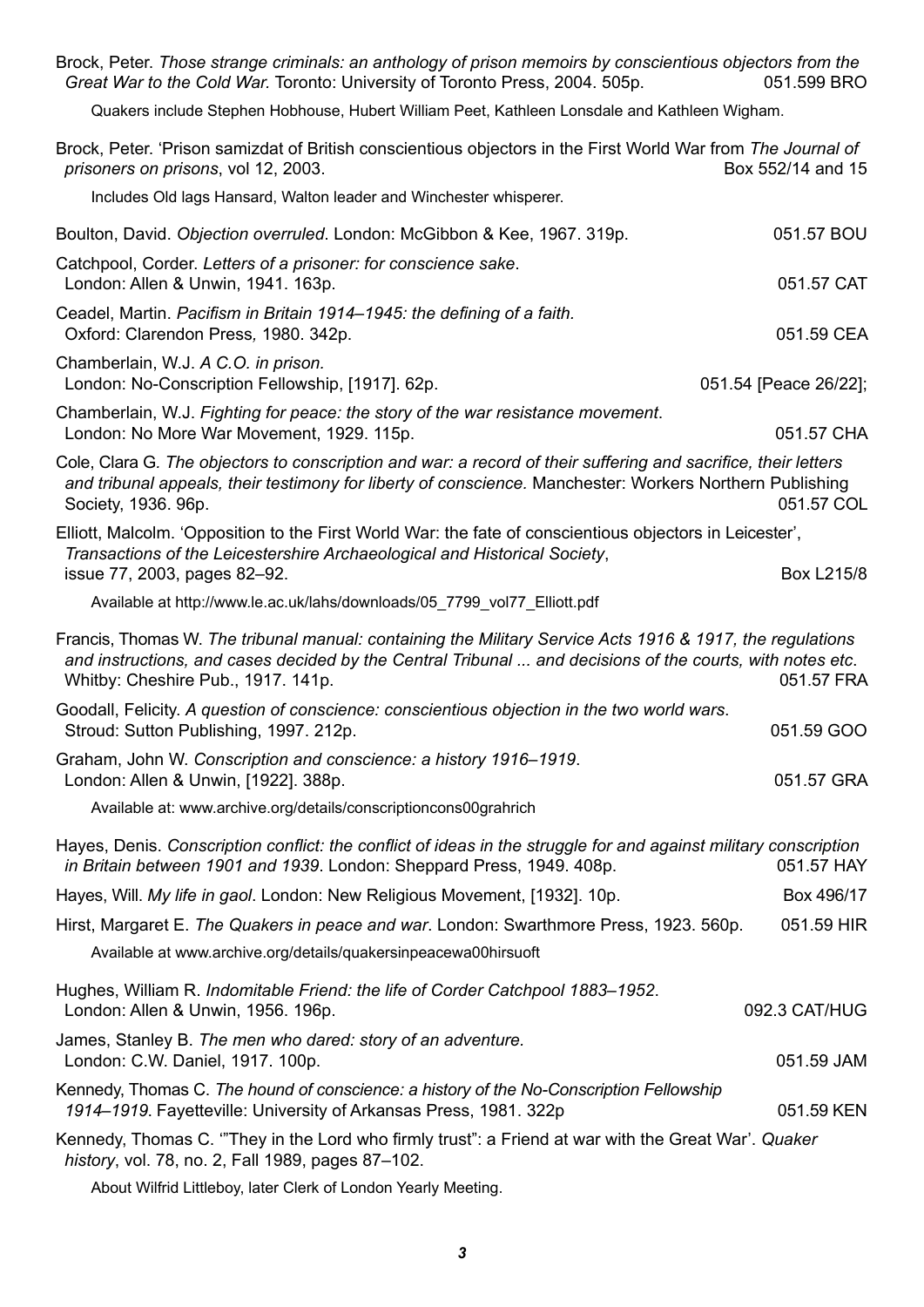Brock, Peter. *Those strange criminals: an anthology of prison memoirs by conscientious objectors from the Great War to the Cold War*. Toronto: University of Toronto Press, 2004. 505p. 051.599 BRO

Quakers include Stephen Hobhouse, Hubert William Peet, Kathleen Lonsdale and Kathleen Wigham.

Brock, Peter. 'Prison samizdat of British conscientious objectors in the First World War from *The Journal of prisoners on prisons*, vol 12, 2003. Box 552/14 and 15

Includes Old lags Hansard, Walton leader and Winchester whisperer.

Boulton, David. *Objection overruled*. London: McGibbon & Kee, 1967. 319p. 051.57 BOU

Catchpool, Corder. *Letters of a prisoner: for conscience sake*. London: Allen & Unwin, 1941. 163p. 051.57 CAT

Ceadel, Martin. *Pacifism in Britain 1914–1945: the defining of a faith.* Oxford: Clarendon Press, 1980. 342p. 051.59 CEA

Chamberlain, W.J. *A C.O. in prison*. London: No-Conscription Fellowship, [1917]. 62p. 051.54 [Peace 26/22];

Chamberlain, W.J. *Fighting for peace: the story of the war resistance movement*. London: No More War Movement, 1929. 115p. 051.57 CHA

Cole, Clara G. *The objectors to conscription and war: a record of their suffering and sacrifice, their letters and tribunal appeals, their testimony for liberty of conscience.* Manchester: Workers Northern Publishing Society, 1936. 96p. 051.57 COL

Elliott, Malcolm. 'Opposition to the First World War: the fate of conscientious objectors in Leicester', *Transactions of the Leicestershire Archaeological and Historical Society*, issue 77, 2003, pages 82–92. Box L215/8

Available at http://www.le.ac.uk/lahs/downloads/05_7799_vol77_Elliott.pdf

Francis, Thomas W. *The tribunal manual: containing the Military Service Acts 1916 & 1917, the regulations and instructions, and cases decided by the Central Tribunal ... and decisions of the courts, with notes etc*. Whitby: Cheshire Pub., 1917. 141p. 051.57 FRA

Goodall, Felicity. *A question of conscience: conscientious objection in the two world wars*. Stroud: Sutton Publishing, 1997. 212p. 051.59 GOO

Graham, John W. *Conscription and conscience: a history 1916–1919*. London: Allen & Unwin, [1922]. 388p. 051.57 GRA

Available at: www.archive.org/details/conscriptioncons00grahrich

Hayes, Denis. *Conscription conflict: the conflict of ideas in the struggle for and against military conscription in Britain between 1901 and 1939*. London: Sheppard Press, 1949. 408p. 051.57 HAY

Hayes, Will. *My life in gaol*. London: New Religious Movement, [1932]. 10p. Box 496/17

Hirst, Margaret E. *The Quakers in peace and war*. London: Swarthmore Press, 1923. 560p. 051.59 HIR

Available at www.archive.org/details/quakersinpeacewa00hirsuoft

Hughes, William R. *Indomitable Friend: the life of Corder Catchpool 1883–1952*. London: Allen & Unwin, 1956. 196p. 092.3 CAT/HUG

James, Stanley B. *The men who dared: story of an adventure.* London: C.W. Daniel, 1917. 100p. 051.59 JAM

Kennedy, Thomas C. *The hound of conscience: a history of the No-Conscription Fellowship 1914–1919*. Fayetteville: University of Arkansas Press, 1981. 322p 051.59 KEN

Kennedy, Thomas C. '"They in the Lord who firmly trust": a Friend at war with the Great War'. *Quaker history*, vol. 78, no. 2, Fall 1989, pages 87–102.

About Wilfrid Littleboy, later Clerk of London Yearly Meeting.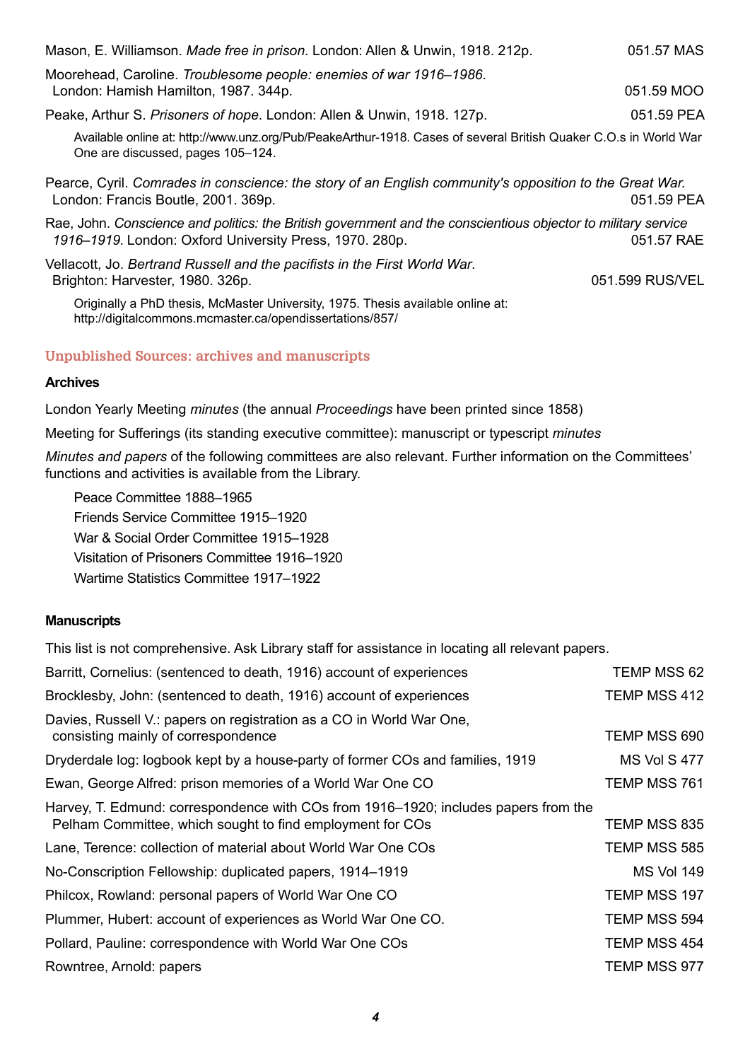Mason, E. Williamson. *Made free in prison*. London: Allen & Unwin, 1918. 212p. 051.57 MAS

Moorehead, Caroline. *Troublesome people: enemies of war 1916–1986*. London: Hamish Hamilton, 1987. 344p. 051.59 MOO

Peake, Arthur S. *Prisoners of hope*. London: Allen & Unwin, 1918. 127p. 051.59 PEA

> Available online at: http://www.unz.org/Pub/PeakeArthur-1918. Cases of several British Quaker C.O.s in World War One are discussed, pages 105–124.

Pearce, Cyril. *Comrades in conscience: the story of an English community's opposition to the Great War.* London: Francis Boutle, 2001. 369p. 051.59 PEA

Rae, John. *Conscience and politics: the British government and the conscientious objector to military service 1916–1919*. London: Oxford University Press, 1970. 280p. 051.57 RAE

Vellacott, Jo. *Bertrand Russell and the pacifists in the First World War*. Brighton: Harvester, 1980. 326p. 051.599 RUS/VEL

> Originally a PhD thesis, McMaster University, 1975. Thesis available online at: http://digitalcommons.mcmaster.ca/opendissertations/857/

## Unpublished Sources: archives and manuscripts

### Archives

London Yearly Meeting *minutes* (the annual *Proceedings* have been printed since 1858)

Meeting for Sufferings (its standing executive committee): manuscript or typescript *minutes*

*Minutes and papers* of the following committees are also relevant. Further information on the Committees' functions and activities is available from the Library.

- Peace Committee 1888–1965
- Friends Service Committee 1915–1920
- War & Social Order Committee 1915–1928
- Visitation of Prisoners Committee 1916–1920
- Wartime Statistics Committee 1917–1922

### Manuscripts

This list is not comprehensive. Ask Library staff for assistance in locating all relevant papers.

| | |
|---|---|
| Barritt, Cornelius: (sentenced to death, 1916) account of experiences | TEMP MSS 62 |
| Brocklesby, John: (sentenced to death, 1916) account of experiences | TEMP MSS 412 |
| Davies, Russell V.: papers on registration as a CO in World War One, consisting mainly of correspondence | TEMP MSS 690 |
| Dryderdale log: logbook kept by a house-party of former COs and families, 1919 | MS Vol S 477 |
| Ewan, George Alfred: prison memories of a World War One CO | TEMP MSS 761 |
| Harvey, T. Edmund: correspondence with COs from 1916–1920; includes papers from the Pelham Committee, which sought to find employment for COs | TEMP MSS 835 |
| Lane, Terence: collection of material about World War One COs | TEMP MSS 585 |
| No-Conscription Fellowship: duplicated papers, 1914–1919 | MS Vol 149 |
| Philcox, Rowland: personal papers of World War One CO | TEMP MSS 197 |
| Plummer, Hubert: account of experiences as World War One CO. | TEMP MSS 594 |
| Pollard, Pauline: correspondence with World War One COs | TEMP MSS 454 |
| Rowntree, Arnold: papers | TEMP MSS 977 |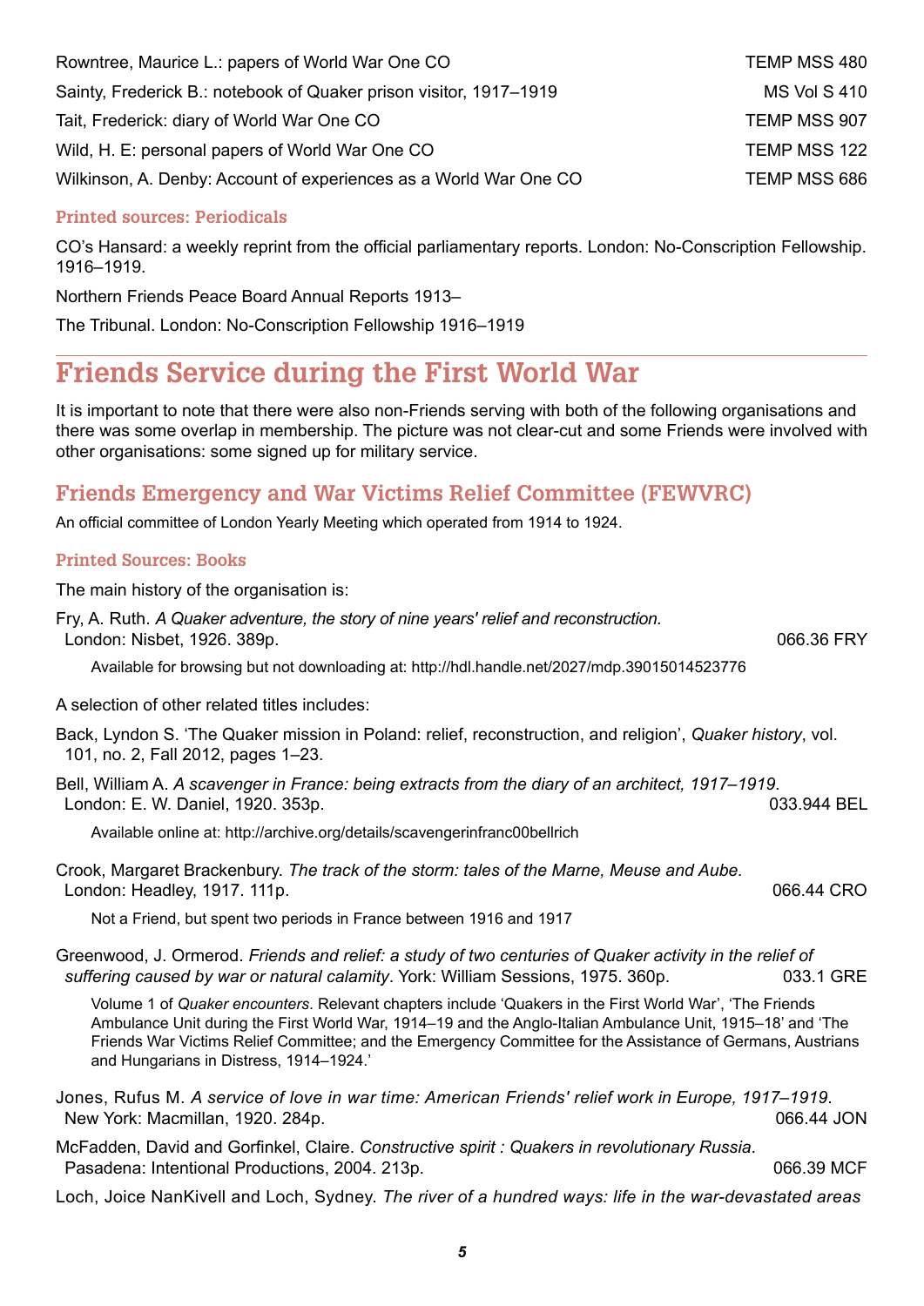Rowntree, Maurice L.: papers of World War One CO TEMP MSS 480

Sainty, Frederick B.: notebook of Quaker prison visitor, 1917–1919 MS Vol S 410

Tait, Frederick: diary of World War One CO TEMP MSS 907

Wild, H. E: personal papers of World War One CO TEMP MSS 122

Wilkinson, A. Denby: Account of experiences as a World War One CO TEMP MSS 686

### Printed sources: Periodicals

CO's Hansard: a weekly reprint from the official parliamentary reports. London: No-Conscription Fellowship. 1916–1919.

Northern Friends Peace Board Annual Reports 1913–

The Tribunal. London: No-Conscription Fellowship 1916–1919

# Friends Service during the First World War

It is important to note that there were also non-Friends serving with both of the following organisations and there was some overlap in membership. The picture was not clear-cut and some Friends were involved with other organisations: some signed up for military service.

## Friends Emergency and War Victims Relief Committee (FEWVRC)

An official committee of London Yearly Meeting which operated from 1914 to 1924.

### Printed Sources: Books

The main history of the organisation is:

Fry, A. Ruth. *A Quaker adventure, the story of nine years' relief and reconstruction.* London: Nisbet, 1926. 389p. 066.36 FRY

Available for browsing but not downloading at: http://hdl.handle.net/2027/mdp.39015014523776

A selection of other related titles includes:

Back, Lyndon S. 'The Quaker mission in Poland: relief, reconstruction, and religion', *Quaker history*, vol. 101, no. 2, Fall 2012, pages 1–23.

Bell, William A. *A scavenger in France: being extracts from the diary of an architect, 1917–1919*. London: E. W. Daniel, 1920. 353p. 033.944 BEL

Available online at: http://archive.org/details/scavengerinfranc00bellrich

Crook, Margaret Brackenbury. *The track of the storm: tales of the Marne, Meuse and Aube.* London: Headley, 1917. 111p. 066.44 CRO

Not a Friend, but spent two periods in France between 1916 and 1917

Greenwood, J. Ormerod. *Friends and relief: a study of two centuries of Quaker activity in the relief of suffering caused by war or natural calamity*. York: William Sessions, 1975. 360p. 033.1 GRE

Volume 1 of *Quaker encounters*. Relevant chapters include 'Quakers in the First World War', 'The Friends Ambulance Unit during the First World War, 1914–19 and the Anglo-Italian Ambulance Unit, 1915–18' and 'The Friends War Victims Relief Committee; and the Emergency Committee for the Assistance of Germans, Austrians and Hungarians in Distress, 1914–1924.'

Jones, Rufus M. *A service of love in war time: American Friends' relief work in Europe, 1917–1919*. New York: Macmillan, 1920. 284p. 066.44 JON

McFadden, David and Gorfinkel, Claire. *Constructive spirit : Quakers in revolutionary Russia*. Pasadena: Intentional Productions, 2004. 213p. 066.39 MCF

Loch, Joice NanKivell and Loch, Sydney. *The river of a hundred ways: life in the war-devastated areas*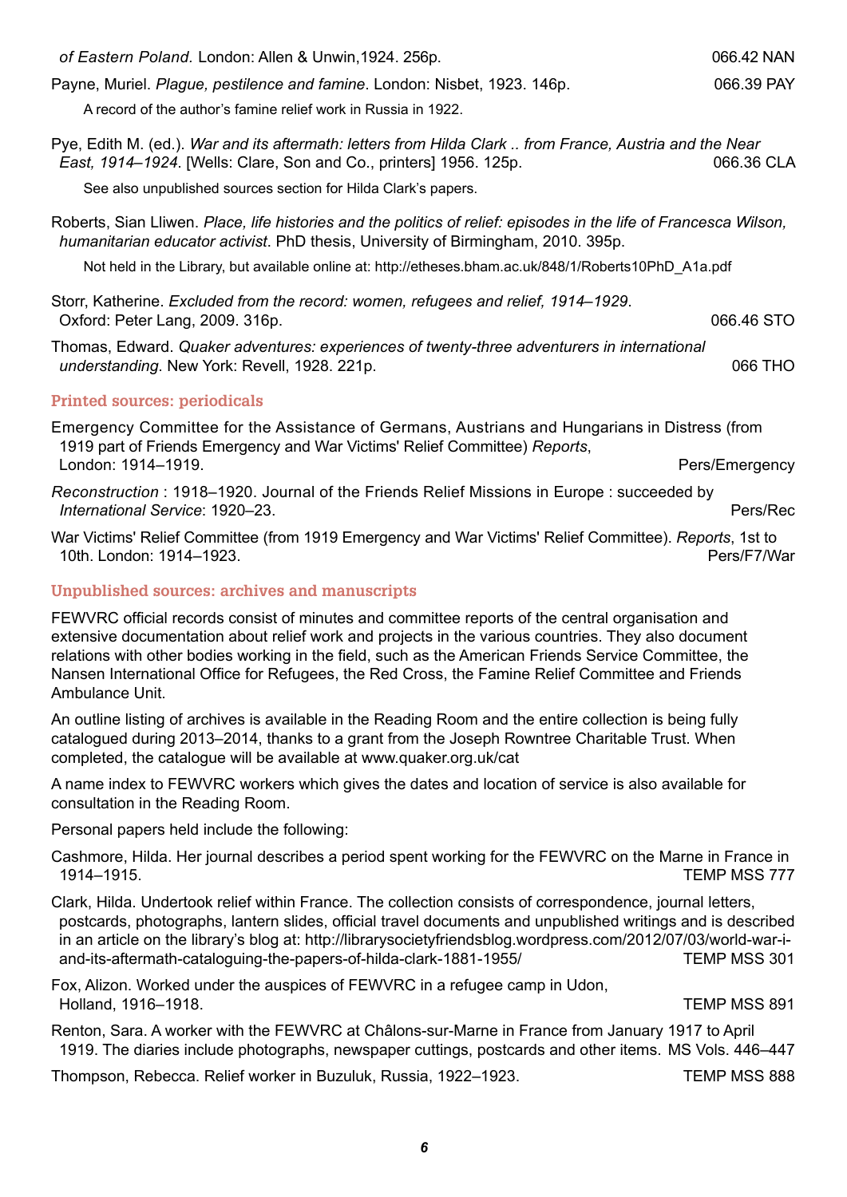*of Eastern Poland.* London: Allen & Unwin,1924. 256p. 066.42 NAN

Payne, Muriel. *Plague, pestilence and famine*. London: Nisbet, 1923. 146p. 066.39 PAY

A record of the author's famine relief work in Russia in 1922.

Pye, Edith M. (ed.). *War and its aftermath: letters from Hilda Clark .. from France, Austria and the Near East, 1914–1924*. [Wells: Clare, Son and Co., printers] 1956. 125p. 066.36 CLA

See also unpublished sources section for Hilda Clark's papers.

Roberts, Sian Lliwen. *Place, life histories and the politics of relief: episodes in the life of Francesca Wilson, humanitarian educator activist*. PhD thesis, University of Birmingham, 2010. 395p.

Not held in the Library, but available online at: http://etheses.bham.ac.uk/848/1/Roberts10PhD_A1a.pdf

Storr, Katherine. *Excluded from the record: women, refugees and relief, 1914–1929*. Oxford: Peter Lang, 2009. 316p. 066.46 STO

Thomas, Edward. *Quaker adventures: experiences of twenty-three adventurers in international understanding*. New York: Revell, 1928. 221p. 066 THO

## Printed sources: periodicals

Emergency Committee for the Assistance of Germans, Austrians and Hungarians in Distress (from 1919 part of Friends Emergency and War Victims' Relief Committee) *Reports*, London: 1914–1919. Pers/Emergency

*Reconstruction* : 1918–1920. Journal of the Friends Relief Missions in Europe : succeeded by *International Service*: 1920–23. Pers/Rec

War Victims' Relief Committee (from 1919 Emergency and War Victims' Relief Committee). *Reports*, 1st to 10th. London: 1914–1923. Pers/F7/War

## Unpublished sources: archives and manuscripts

FEWVRC official records consist of minutes and committee reports of the central organisation and extensive documentation about relief work and projects in the various countries. They also document relations with other bodies working in the field, such as the American Friends Service Committee, the Nansen International Office for Refugees, the Red Cross, the Famine Relief Committee and Friends Ambulance Unit.

An outline listing of archives is available in the Reading Room and the entire collection is being fully catalogued during 2013–2014, thanks to a grant from the Joseph Rowntree Charitable Trust. When completed, the catalogue will be available at www.quaker.org.uk/cat

A name index to FEWVRC workers which gives the dates and location of service is also available for consultation in the Reading Room.

Personal papers held include the following:

Cashmore, Hilda. Her journal describes a period spent working for the FEWVRC on the Marne in France in 1914–1915. TEMP MSS 777

Clark, Hilda. Undertook relief within France. The collection consists of correspondence, journal letters, postcards, photographs, lantern slides, official travel documents and unpublished writings and is described in an article on the library's blog at: http://librarysocietyfriendsblog.wordpress.com/2012/07/03/world-war-i-and-its-aftermath-cataloguing-the-papers-of-hilda-clark-1881-1955/ TEMP MSS 301

Fox, Alizon. Worked under the auspices of FEWVRC in a refugee camp in Udon, Holland, 1916–1918. TEMP MSS 891

Renton, Sara. A worker with the FEWVRC at Châlons-sur-Marne in France from January 1917 to April 1919. The diaries include photographs, newspaper cuttings, postcards and other items. MS Vols. 446–447

Thompson, Rebecca. Relief worker in Buzuluk, Russia, 1922–1923. TEMP MSS 888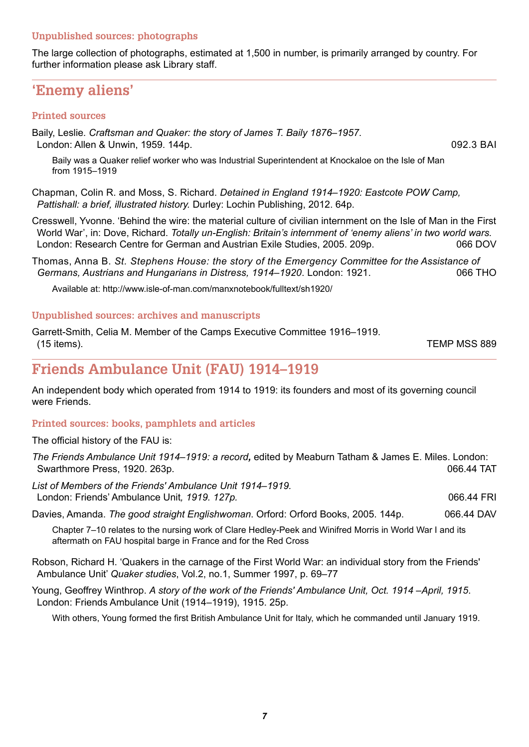### Unpublished sources: photographs

The large collection of photographs, estimated at 1,500 in number, is primarily arranged by country. For further information please ask Library staff.

## 'Enemy aliens'

### Printed sources

Baily, Leslie. *Craftsman and Quaker: the story of James T. Baily 1876–1957*. London: Allen & Unwin, 1959. 144p. 092.3 BAI

> Baily was a Quaker relief worker who was Industrial Superintendent at Knockaloe on the Isle of Man from 1915–1919

Chapman, Colin R. and Moss, S. Richard. *Detained in England 1914–1920: Eastcote POW Camp, Pattishall: a brief, illustrated history.* Durley: Lochin Publishing, 2012. 64p.

Cresswell, Yvonne. 'Behind the wire: the material culture of civilian internment on the Isle of Man in the First World War', in: Dove, Richard. *Totally un-English: Britain's internment of 'enemy aliens' in two world wars.* London: Research Centre for German and Austrian Exile Studies, 2005. 209p. 066 DOV

Thomas, Anna B. *St. Stephens House: the story of the Emergency Committee for the Assistance of Germans, Austrians and Hungarians in Distress, 1914–1920*. London: 1921. 066 THO

> Available at: http://www.isle-of-man.com/manxnotebook/fulltext/sh1920/

### Unpublished sources: archives and manuscripts

Garrett-Smith, Celia M. Member of the Camps Executive Committee 1916–1919. (15 items). TEMP MSS 889

## Friends Ambulance Unit (FAU) 1914–1919

An independent body which operated from 1914 to 1919: its founders and most of its governing council were Friends.

### Printed sources: books, pamphlets and articles

The official history of the FAU is:

*The Friends Ambulance Unit 1914–1919: a record***,** edited by Meaburn Tatham & James E. Miles. London: Swarthmore Press, 1920. 263p. 066.44 TAT

*List of Members of the Friends' Ambulance Unit 1914–1919.* London: Friends' Ambulance Unit*, 1919. 127p.* 066.44 FRI

Davies, Amanda. *The good straight Englishwoman.* Orford: Orford Books, 2005. 144p. 066.44 DAV

> Chapter 7–10 relates to the nursing work of Clare Hedley-Peek and Winifred Morris in World War I and its aftermath on FAU hospital barge in France and for the Red Cross

Robson, Richard H. 'Quakers in the carnage of the First World War: an individual story from the Friends' Ambulance Unit' *Quaker studies*, Vol.2, no.1, Summer 1997, p. 69–77

Young, Geoffrey Winthrop. *A story of the work of the Friends' Ambulance Unit, Oct. 1914 –April, 1915.* London: Friends Ambulance Unit (1914–1919), 1915. 25p.

> With others, Young formed the first British Ambulance Unit for Italy, which he commanded until January 1919.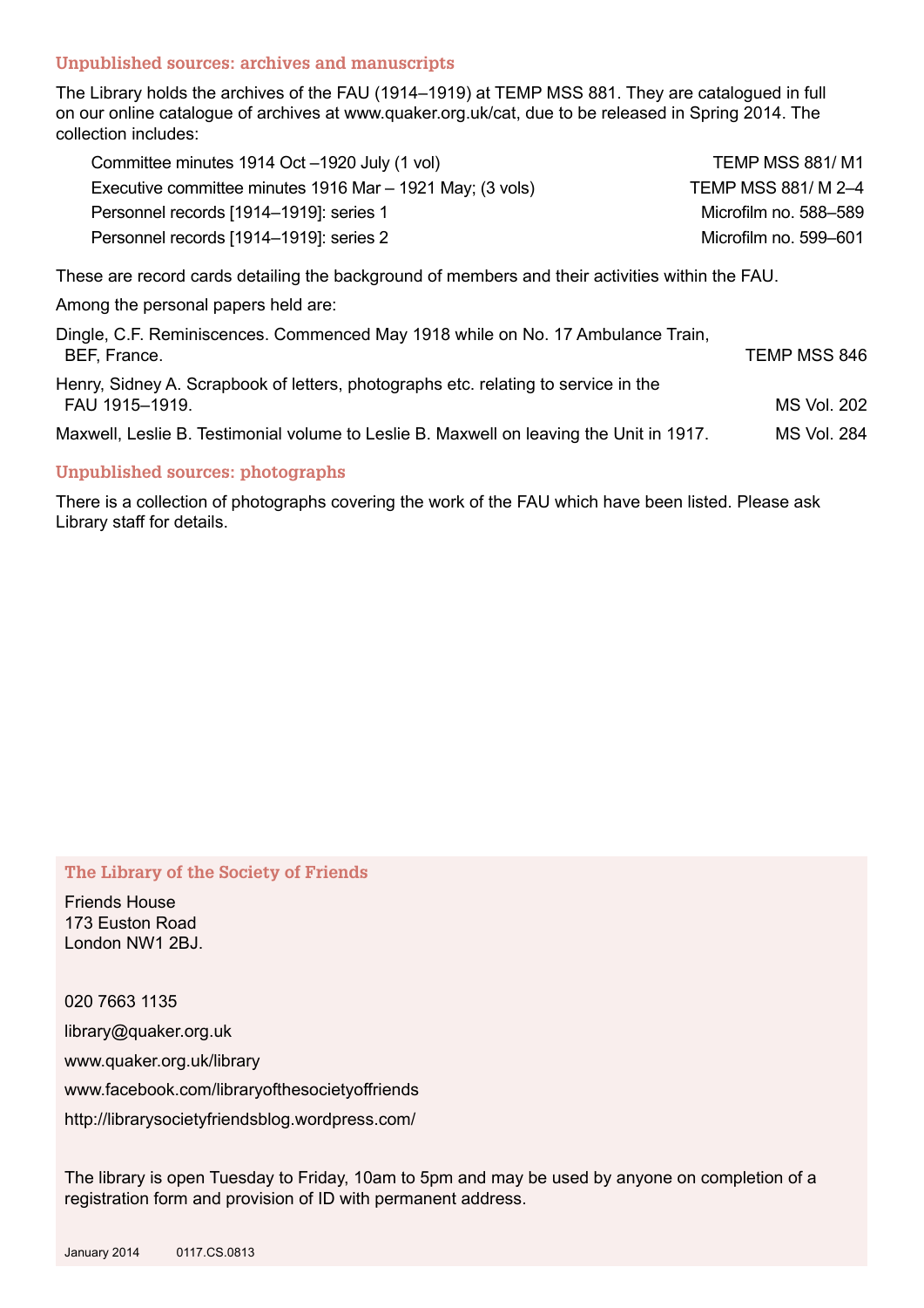## Unpublished sources: archives and manuscripts

The Library holds the archives of the FAU (1914–1919) at TEMP MSS 881. They are catalogued in full on our online catalogue of archives at www.quaker.org.uk/cat, due to be released in Spring 2014. The collection includes:

| | |
|---|---|
| Committee minutes 1914 Oct –1920 July (1 vol) | TEMP MSS 881/ M1 |
| Executive committee minutes 1916 Mar – 1921 May; (3 vols) | TEMP MSS 881/ M 2–4 |
| Personnel records [1914–1919]: series 1 | Microfilm no. 588–589 |
| Personnel records [1914–1919]: series 2 | Microfilm no. 599–601 |

These are record cards detailing the background of members and their activities within the FAU.

Among the personal papers held are:

| | |
|---|---|
| Dingle, C.F. Reminiscences. Commenced May 1918 while on No. 17 Ambulance Train, BEF, France. | TEMP MSS 846 |
| Henry, Sidney A. Scrapbook of letters, photographs etc. relating to service in the FAU 1915–1919. | MS Vol. 202 |
| Maxwell, Leslie B. Testimonial volume to Leslie B. Maxwell on leaving the Unit in 1917. | MS Vol. 284 |

## Unpublished sources: photographs

There is a collection of photographs covering the work of the FAU which have been listed. Please ask Library staff for details.

### The Library of the Society of Friends

Friends House
173 Euston Road
London NW1 2BJ.

020 7663 1135

library@quaker.org.uk

www.quaker.org.uk/library

www.facebook.com/libraryofthesocietyoffriends

http://librarysocietyfriendsblog.wordpress.com/

The library is open Tuesday to Friday, 10am to 5pm and may be used by anyone on completion of a registration form and provision of ID with permanent address.

January 2014 0117.CS.0813